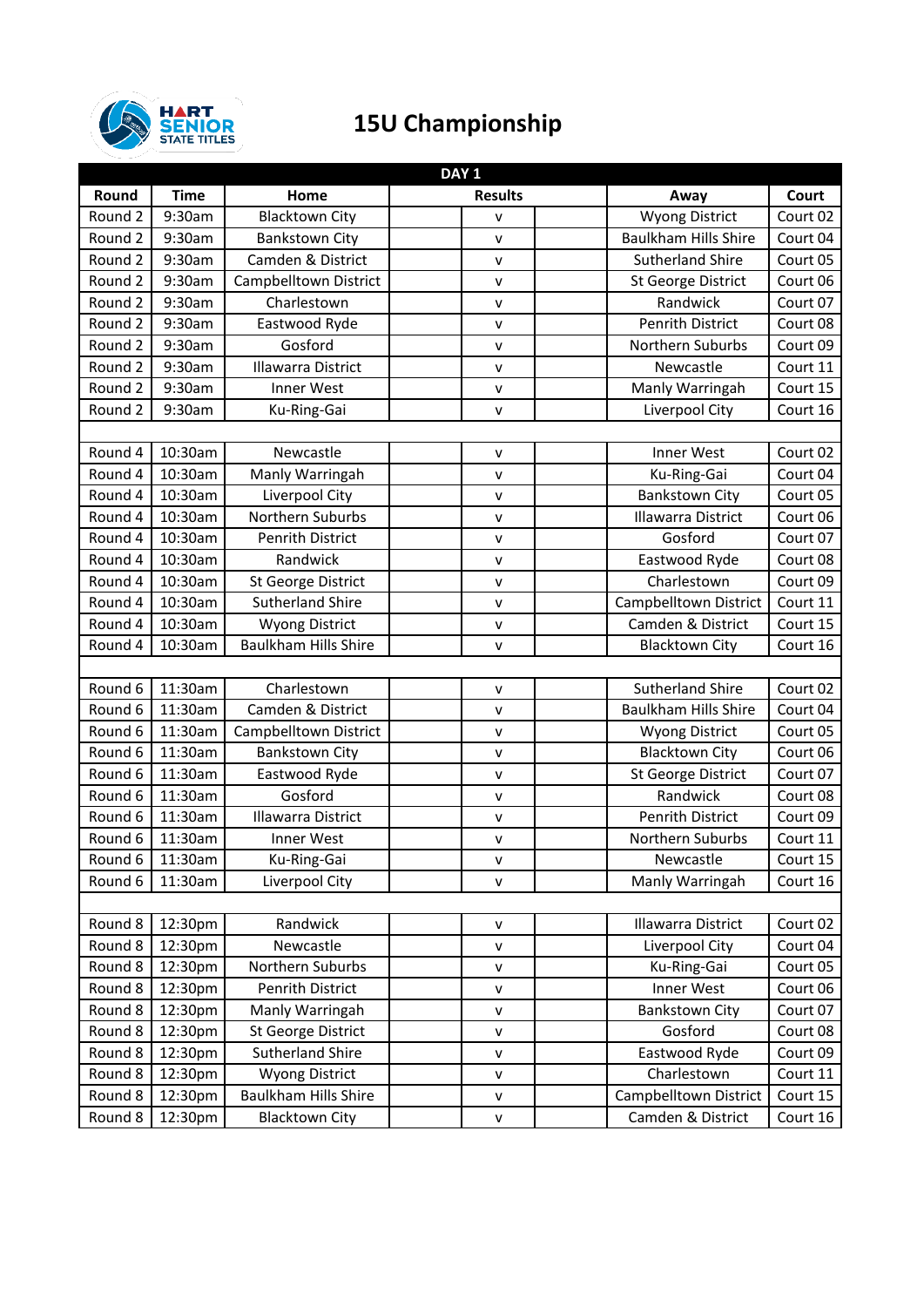HART SENIOR STATE TITLES

# 15U Championship

| DAY 1 | | | | | | | |
|---|---|---|---|---|---|---|---|
| **Round** | **Time** | **Home** | **Results** | | | **Away** | **Court** |
| Round 2 | 9:30am | Blacktown City | | v | | Wyong District | Court 02 |
| Round 2 | 9:30am | Bankstown City | | v | | Baulkham Hills Shire | Court 04 |
| Round 2 | 9:30am | Camden & District | | v | | Sutherland Shire | Court 05 |
| Round 2 | 9:30am | Campbelltown District | | v | | St George District | Court 06 |
| Round 2 | 9:30am | Charlestown | | v | | Randwick | Court 07 |
| Round 2 | 9:30am | Eastwood Ryde | | v | | Penrith District | Court 08 |
| Round 2 | 9:30am | Gosford | | v | | Northern Suburbs | Court 09 |
| Round 2 | 9:30am | Illawarra District | | v | | Newcastle | Court 11 |
| Round 2 | 9:30am | Inner West | | v | | Manly Warringah | Court 15 |
| Round 2 | 9:30am | Ku-Ring-Gai | | v | | Liverpool City | Court 16 |
| | | | | | | | |
| Round 4 | 10:30am | Newcastle | | v | | Inner West | Court 02 |
| Round 4 | 10:30am | Manly Warringah | | v | | Ku-Ring-Gai | Court 04 |
| Round 4 | 10:30am | Liverpool City | | v | | Bankstown City | Court 05 |
| Round 4 | 10:30am | Northern Suburbs | | v | | Illawarra District | Court 06 |
| Round 4 | 10:30am | Penrith District | | v | | Gosford | Court 07 |
| Round 4 | 10:30am | Randwick | | v | | Eastwood Ryde | Court 08 |
| Round 4 | 10:30am | St George District | | v | | Charlestown | Court 09 |
| Round 4 | 10:30am | Sutherland Shire | | v | | Campbelltown District | Court 11 |
| Round 4 | 10:30am | Wyong District | | v | | Camden & District | Court 15 |
| Round 4 | 10:30am | Baulkham Hills Shire | | v | | Blacktown City | Court 16 |
| | | | | | | | |
| Round 6 | 11:30am | Charlestown | | v | | Sutherland Shire | Court 02 |
| Round 6 | 11:30am | Camden & District | | v | | Baulkham Hills Shire | Court 04 |
| Round 6 | 11:30am | Campbelltown District | | v | | Wyong District | Court 05 |
| Round 6 | 11:30am | Bankstown City | | v | | Blacktown City | Court 06 |
| Round 6 | 11:30am | Eastwood Ryde | | v | | St George District | Court 07 |
| Round 6 | 11:30am | Gosford | | v | | Randwick | Court 08 |
| Round 6 | 11:30am | Illawarra District | | v | | Penrith District | Court 09 |
| Round 6 | 11:30am | Inner West | | v | | Northern Suburbs | Court 11 |
| Round 6 | 11:30am | Ku-Ring-Gai | | v | | Newcastle | Court 15 |
| Round 6 | 11:30am | Liverpool City | | v | | Manly Warringah | Court 16 |
| | | | | | | | |
| Round 8 | 12:30pm | Randwick | | v | | Illawarra District | Court 02 |
| Round 8 | 12:30pm | Newcastle | | v | | Liverpool City | Court 04 |
| Round 8 | 12:30pm | Northern Suburbs | | v | | Ku-Ring-Gai | Court 05 |
| Round 8 | 12:30pm | Penrith District | | v | | Inner West | Court 06 |
| Round 8 | 12:30pm | Manly Warringah | | v | | Bankstown City | Court 07 |
| Round 8 | 12:30pm | St George District | | v | | Gosford | Court 08 |
| Round 8 | 12:30pm | Sutherland Shire | | v | | Eastwood Ryde | Court 09 |
| Round 8 | 12:30pm | Wyong District | | v | | Charlestown | Court 11 |
| Round 8 | 12:30pm | Baulkham Hills Shire | | v | | Campbelltown District | Court 15 |
| Round 8 | 12:30pm | Blacktown City | | v | | Camden & District | Court 16 |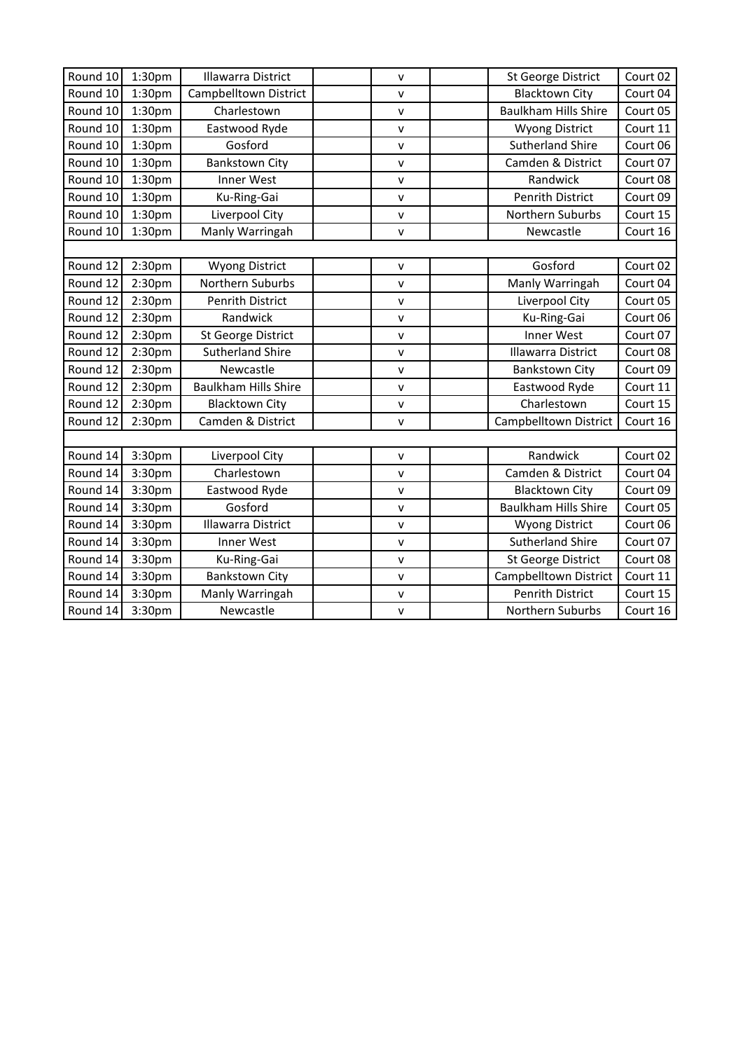| Round 10 | 1:30pm | Illawarra District | | v | | St George District | Court 02 |
|---|---|---|---|---|---|---|---|
| Round 10 | 1:30pm | Campbelltown District | | v | | Blacktown City | Court 04 |
| Round 10 | 1:30pm | Charlestown | | v | | Baulkham Hills Shire | Court 05 |
| Round 10 | 1:30pm | Eastwood Ryde | | v | | Wyong District | Court 11 |
| Round 10 | 1:30pm | Gosford | | v | | Sutherland Shire | Court 06 |
| Round 10 | 1:30pm | Bankstown City | | v | | Camden & District | Court 07 |
| Round 10 | 1:30pm | Inner West | | v | | Randwick | Court 08 |
| Round 10 | 1:30pm | Ku-Ring-Gai | | v | | Penrith District | Court 09 |
| Round 10 | 1:30pm | Liverpool City | | v | | Northern Suburbs | Court 15 |
| Round 10 | 1:30pm | Manly Warringah | | v | | Newcastle | Court 16 |
| | | | | | | | |
| Round 12 | 2:30pm | Wyong District | | v | | Gosford | Court 02 |
| Round 12 | 2:30pm | Northern Suburbs | | v | | Manly Warringah | Court 04 |
| Round 12 | 2:30pm | Penrith District | | v | | Liverpool City | Court 05 |
| Round 12 | 2:30pm | Randwick | | v | | Ku-Ring-Gai | Court 06 |
| Round 12 | 2:30pm | St George District | | v | | Inner West | Court 07 |
| Round 12 | 2:30pm | Sutherland Shire | | v | | Illawarra District | Court 08 |
| Round 12 | 2:30pm | Newcastle | | v | | Bankstown City | Court 09 |
| Round 12 | 2:30pm | Baulkham Hills Shire | | v | | Eastwood Ryde | Court 11 |
| Round 12 | 2:30pm | Blacktown City | | v | | Charlestown | Court 15 |
| Round 12 | 2:30pm | Camden & District | | v | | Campbelltown District | Court 16 |
| | | | | | | | |
| Round 14 | 3:30pm | Liverpool City | | v | | Randwick | Court 02 |
| Round 14 | 3:30pm | Charlestown | | v | | Camden & District | Court 04 |
| Round 14 | 3:30pm | Eastwood Ryde | | v | | Blacktown City | Court 09 |
| Round 14 | 3:30pm | Gosford | | v | | Baulkham Hills Shire | Court 05 |
| Round 14 | 3:30pm | Illawarra District | | v | | Wyong District | Court 06 |
| Round 14 | 3:30pm | Inner West | | v | | Sutherland Shire | Court 07 |
| Round 14 | 3:30pm | Ku-Ring-Gai | | v | | St George District | Court 08 |
| Round 14 | 3:30pm | Bankstown City | | v | | Campbelltown District | Court 11 |
| Round 14 | 3:30pm | Manly Warringah | | v | | Penrith District | Court 15 |
| Round 14 | 3:30pm | Newcastle | | v | | Northern Suburbs | Court 16 |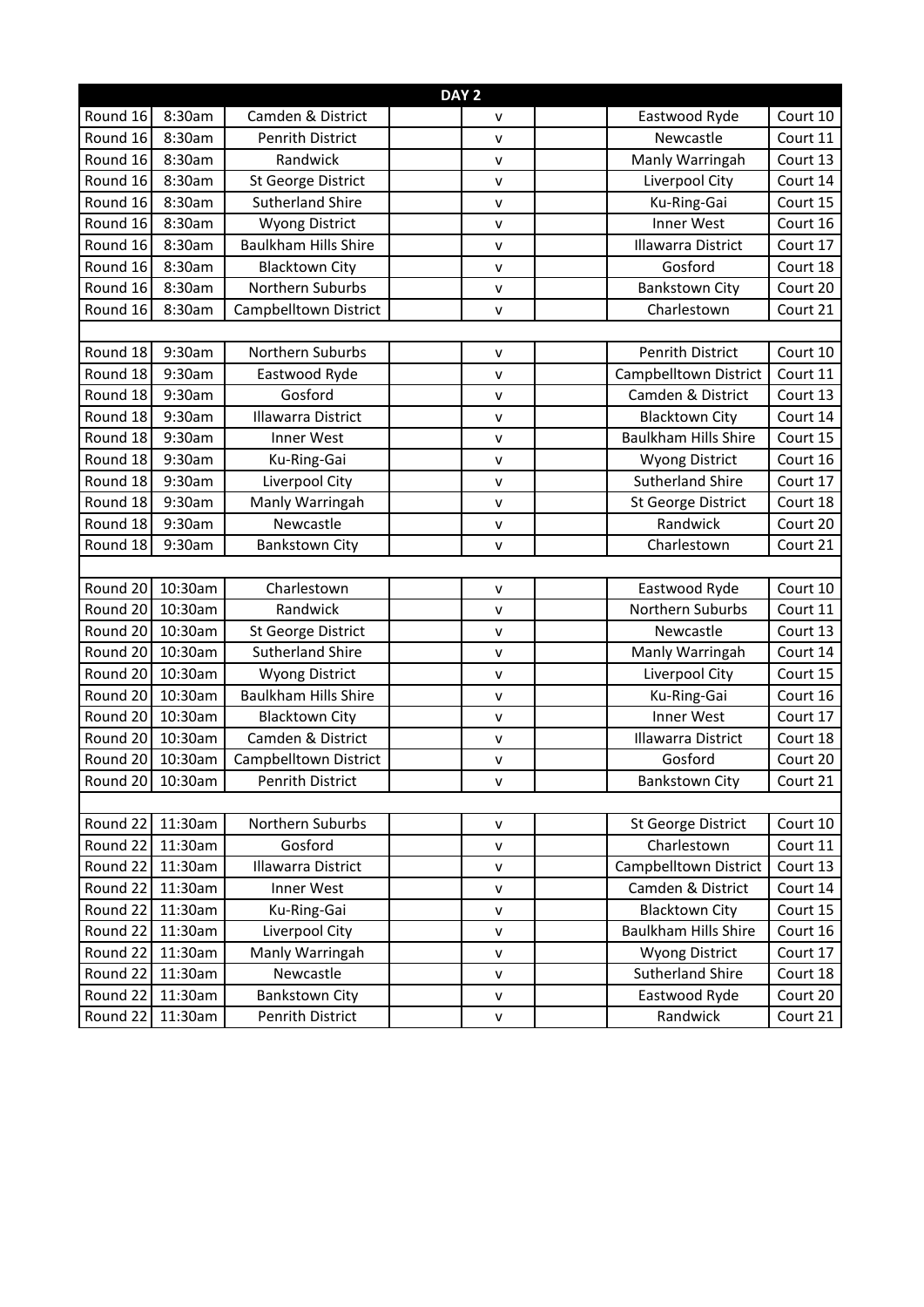| DAY 2 | | | | | | | |
|---|---|---|---|---|---|---|---|
| Round 16 | 8:30am | Camden & District | | v | | Eastwood Ryde | Court 10 |
| Round 16 | 8:30am | Penrith District | | v | | Newcastle | Court 11 |
| Round 16 | 8:30am | Randwick | | v | | Manly Warringah | Court 13 |
| Round 16 | 8:30am | St George District | | v | | Liverpool City | Court 14 |
| Round 16 | 8:30am | Sutherland Shire | | v | | Ku-Ring-Gai | Court 15 |
| Round 16 | 8:30am | Wyong District | | v | | Inner West | Court 16 |
| Round 16 | 8:30am | Baulkham Hills Shire | | v | | Illawarra District | Court 17 |
| Round 16 | 8:30am | Blacktown City | | v | | Gosford | Court 18 |
| Round 16 | 8:30am | Northern Suburbs | | v | | Bankstown City | Court 20 |
| Round 16 | 8:30am | Campbelltown District | | v | | Charlestown | Court 21 |
| | | | | | | | |
| Round 18 | 9:30am | Northern Suburbs | | v | | Penrith District | Court 10 |
| Round 18 | 9:30am | Eastwood Ryde | | v | | Campbelltown District | Court 11 |
| Round 18 | 9:30am | Gosford | | v | | Camden & District | Court 13 |
| Round 18 | 9:30am | Illawarra District | | v | | Blacktown City | Court 14 |
| Round 18 | 9:30am | Inner West | | v | | Baulkham Hills Shire | Court 15 |
| Round 18 | 9:30am | Ku-Ring-Gai | | v | | Wyong District | Court 16 |
| Round 18 | 9:30am | Liverpool City | | v | | Sutherland Shire | Court 17 |
| Round 18 | 9:30am | Manly Warringah | | v | | St George District | Court 18 |
| Round 18 | 9:30am | Newcastle | | v | | Randwick | Court 20 |
| Round 18 | 9:30am | Bankstown City | | v | | Charlestown | Court 21 |
| | | | | | | | |
| Round 20 | 10:30am | Charlestown | | v | | Eastwood Ryde | Court 10 |
| Round 20 | 10:30am | Randwick | | v | | Northern Suburbs | Court 11 |
| Round 20 | 10:30am | St George District | | v | | Newcastle | Court 13 |
| Round 20 | 10:30am | Sutherland Shire | | v | | Manly Warringah | Court 14 |
| Round 20 | 10:30am | Wyong District | | v | | Liverpool City | Court 15 |
| Round 20 | 10:30am | Baulkham Hills Shire | | v | | Ku-Ring-Gai | Court 16 |
| Round 20 | 10:30am | Blacktown City | | v | | Inner West | Court 17 |
| Round 20 | 10:30am | Camden & District | | v | | Illawarra District | Court 18 |
| Round 20 | 10:30am | Campbelltown District | | v | | Gosford | Court 20 |
| Round 20 | 10:30am | Penrith District | | v | | Bankstown City | Court 21 |
| | | | | | | | |
| Round 22 | 11:30am | Northern Suburbs | | v | | St George District | Court 10 |
| Round 22 | 11:30am | Gosford | | v | | Charlestown | Court 11 |
| Round 22 | 11:30am | Illawarra District | | v | | Campbelltown District | Court 13 |
| Round 22 | 11:30am | Inner West | | v | | Camden & District | Court 14 |
| Round 22 | 11:30am | Ku-Ring-Gai | | v | | Blacktown City | Court 15 |
| Round 22 | 11:30am | Liverpool City | | v | | Baulkham Hills Shire | Court 16 |
| Round 22 | 11:30am | Manly Warringah | | v | | Wyong District | Court 17 |
| Round 22 | 11:30am | Newcastle | | v | | Sutherland Shire | Court 18 |
| Round 22 | 11:30am | Bankstown City | | v | | Eastwood Ryde | Court 20 |
| Round 22 | 11:30am | Penrith District | | v | | Randwick | Court 21 |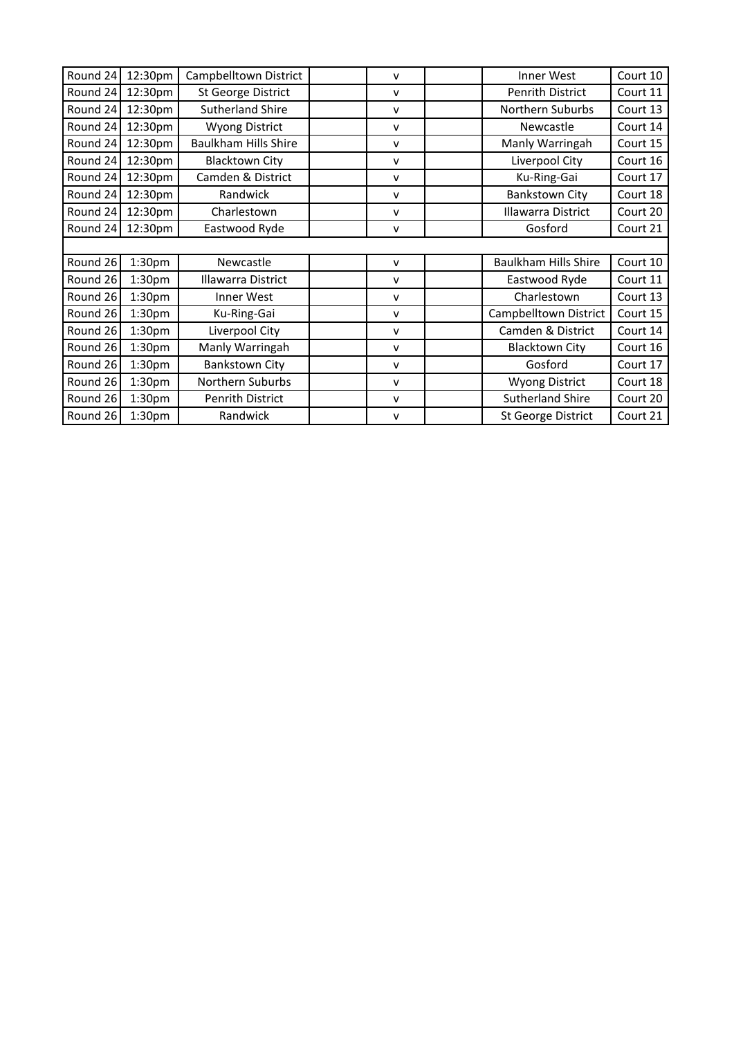| | | | | | | | |
|---|---|---|---|---|---|---|---|
| Round 24 | 12:30pm | Campbelltown District | | v | | Inner West | Court 10 |
| Round 24 | 12:30pm | St George District | | v | | Penrith District | Court 11 |
| Round 24 | 12:30pm | Sutherland Shire | | v | | Northern Suburbs | Court 13 |
| Round 24 | 12:30pm | Wyong District | | v | | Newcastle | Court 14 |
| Round 24 | 12:30pm | Baulkham Hills Shire | | v | | Manly Warringah | Court 15 |
| Round 24 | 12:30pm | Blacktown City | | v | | Liverpool City | Court 16 |
| Round 24 | 12:30pm | Camden & District | | v | | Ku-Ring-Gai | Court 17 |
| Round 24 | 12:30pm | Randwick | | v | | Bankstown City | Court 18 |
| Round 24 | 12:30pm | Charlestown | | v | | Illawarra District | Court 20 |
| Round 24 | 12:30pm | Eastwood Ryde | | v | | Gosford | Court 21 |
| | | | | | | | |
| Round 26 | 1:30pm | Newcastle | | v | | Baulkham Hills Shire | Court 10 |
| Round 26 | 1:30pm | Illawarra District | | v | | Eastwood Ryde | Court 11 |
| Round 26 | 1:30pm | Inner West | | v | | Charlestown | Court 13 |
| Round 26 | 1:30pm | Ku-Ring-Gai | | v | | Campbelltown District | Court 15 |
| Round 26 | 1:30pm | Liverpool City | | v | | Camden & District | Court 14 |
| Round 26 | 1:30pm | Manly Warringah | | v | | Blacktown City | Court 16 |
| Round 26 | 1:30pm | Bankstown City | | v | | Gosford | Court 17 |
| Round 26 | 1:30pm | Northern Suburbs | | v | | Wyong District | Court 18 |
| Round 26 | 1:30pm | Penrith District | | v | | Sutherland Shire | Court 20 |
| Round 26 | 1:30pm | Randwick | | v | | St George District | Court 21 |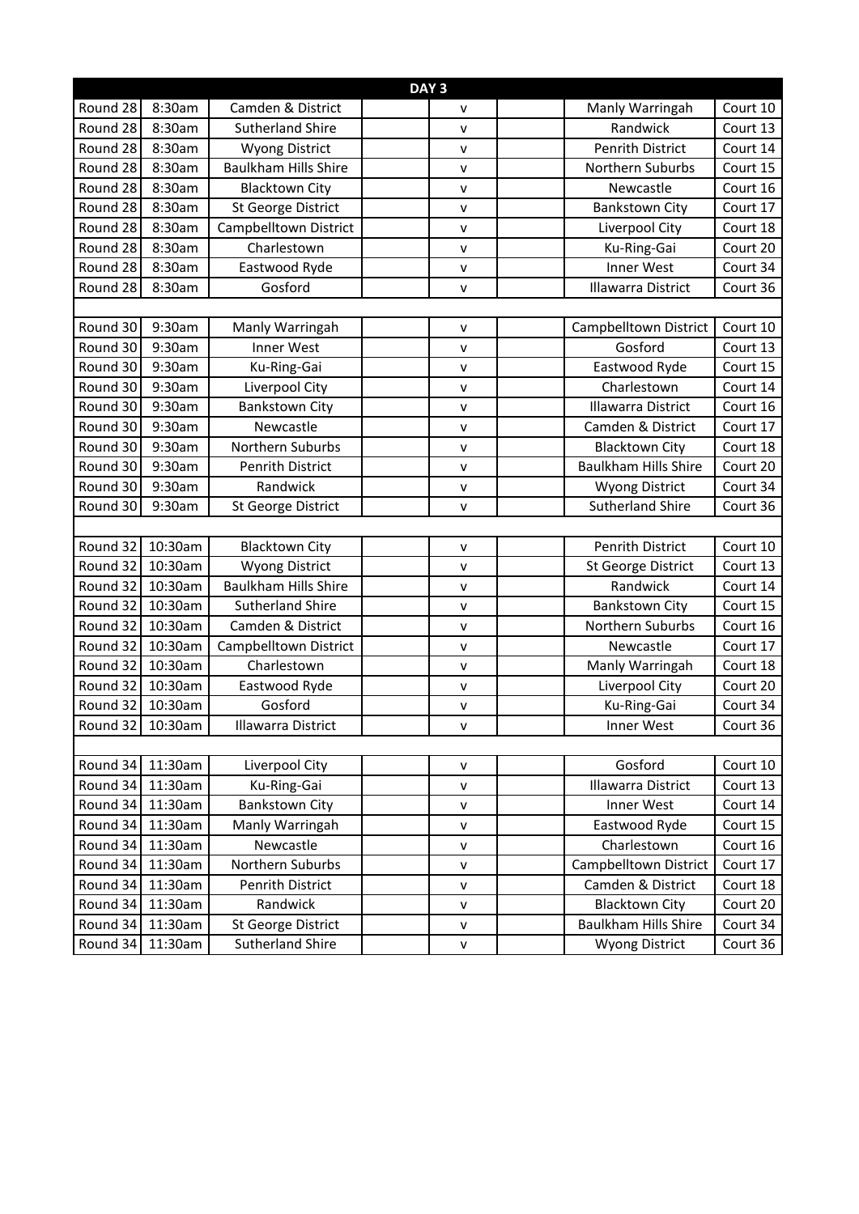| DAY 3 | | | | | | | |
|---|---|---|---|---|---|---|---|
| Round 28 | 8:30am | Camden & District | | v | | Manly Warringah | Court 10 |
| Round 28 | 8:30am | Sutherland Shire | | v | | Randwick | Court 13 |
| Round 28 | 8:30am | Wyong District | | v | | Penrith District | Court 14 |
| Round 28 | 8:30am | Baulkham Hills Shire | | v | | Northern Suburbs | Court 15 |
| Round 28 | 8:30am | Blacktown City | | v | | Newcastle | Court 16 |
| Round 28 | 8:30am | St George District | | v | | Bankstown City | Court 17 |
| Round 28 | 8:30am | Campbelltown District | | v | | Liverpool City | Court 18 |
| Round 28 | 8:30am | Charlestown | | v | | Ku-Ring-Gai | Court 20 |
| Round 28 | 8:30am | Eastwood Ryde | | v | | Inner West | Court 34 |
| Round 28 | 8:30am | Gosford | | v | | Illawarra District | Court 36 |
| | | | | | | | |
| Round 30 | 9:30am | Manly Warringah | | v | | Campbelltown District | Court 10 |
| Round 30 | 9:30am | Inner West | | v | | Gosford | Court 13 |
| Round 30 | 9:30am | Ku-Ring-Gai | | v | | Eastwood Ryde | Court 15 |
| Round 30 | 9:30am | Liverpool City | | v | | Charlestown | Court 14 |
| Round 30 | 9:30am | Bankstown City | | v | | Illawarra District | Court 16 |
| Round 30 | 9:30am | Newcastle | | v | | Camden & District | Court 17 |
| Round 30 | 9:30am | Northern Suburbs | | v | | Blacktown City | Court 18 |
| Round 30 | 9:30am | Penrith District | | v | | Baulkham Hills Shire | Court 20 |
| Round 30 | 9:30am | Randwick | | v | | Wyong District | Court 34 |
| Round 30 | 9:30am | St George District | | v | | Sutherland Shire | Court 36 |
| | | | | | | | |
| Round 32 | 10:30am | Blacktown City | | v | | Penrith District | Court 10 |
| Round 32 | 10:30am | Wyong District | | v | | St George District | Court 13 |
| Round 32 | 10:30am | Baulkham Hills Shire | | v | | Randwick | Court 14 |
| Round 32 | 10:30am | Sutherland Shire | | v | | Bankstown City | Court 15 |
| Round 32 | 10:30am | Camden & District | | v | | Northern Suburbs | Court 16 |
| Round 32 | 10:30am | Campbelltown District | | v | | Newcastle | Court 17 |
| Round 32 | 10:30am | Charlestown | | v | | Manly Warringah | Court 18 |
| Round 32 | 10:30am | Eastwood Ryde | | v | | Liverpool City | Court 20 |
| Round 32 | 10:30am | Gosford | | v | | Ku-Ring-Gai | Court 34 |
| Round 32 | 10:30am | Illawarra District | | v | | Inner West | Court 36 |
| | | | | | | | |
| Round 34 | 11:30am | Liverpool City | | v | | Gosford | Court 10 |
| Round 34 | 11:30am | Ku-Ring-Gai | | v | | Illawarra District | Court 13 |
| Round 34 | 11:30am | Bankstown City | | v | | Inner West | Court 14 |
| Round 34 | 11:30am | Manly Warringah | | v | | Eastwood Ryde | Court 15 |
| Round 34 | 11:30am | Newcastle | | v | | Charlestown | Court 16 |
| Round 34 | 11:30am | Northern Suburbs | | v | | Campbelltown District | Court 17 |
| Round 34 | 11:30am | Penrith District | | v | | Camden & District | Court 18 |
| Round 34 | 11:30am | Randwick | | v | | Blacktown City | Court 20 |
| Round 34 | 11:30am | St George District | | v | | Baulkham Hills Shire | Court 34 |
| Round 34 | 11:30am | Sutherland Shire | | v | | Wyong District | Court 36 |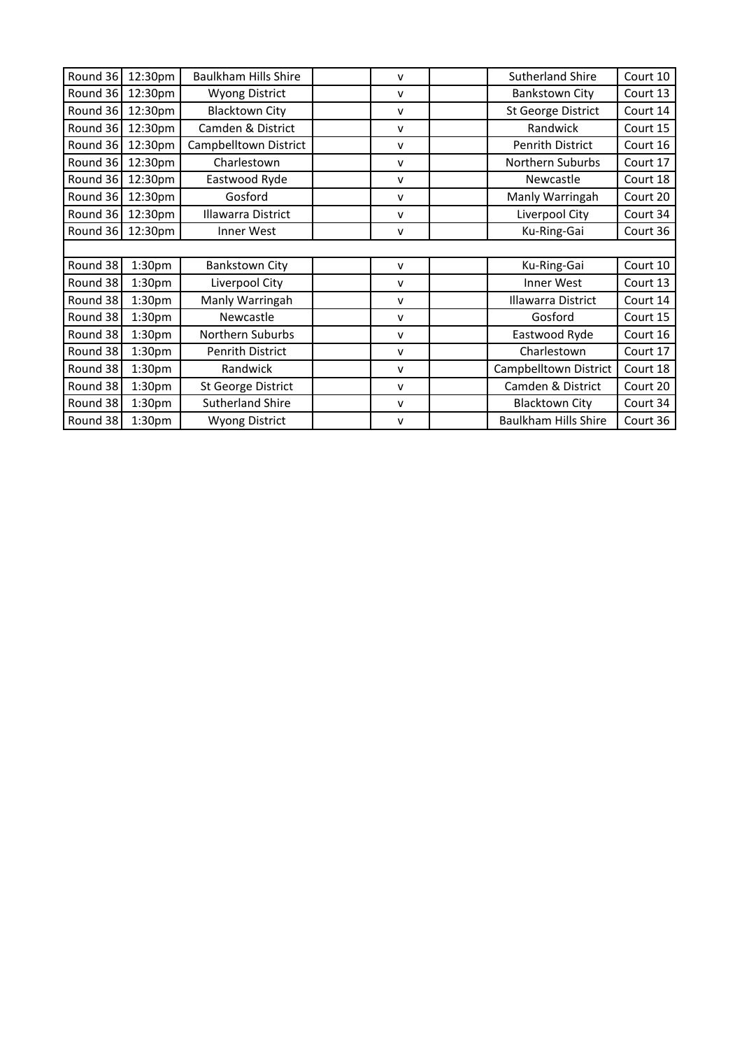| | | | | | | | |
|---|---|---|---|---|---|---|---|
| Round 36 | 12:30pm | Baulkham Hills Shire | | v | | Sutherland Shire | Court 10 |
| Round 36 | 12:30pm | Wyong District | | v | | Bankstown City | Court 13 |
| Round 36 | 12:30pm | Blacktown City | | v | | St George District | Court 14 |
| Round 36 | 12:30pm | Camden & District | | v | | Randwick | Court 15 |
| Round 36 | 12:30pm | Campbelltown District | | v | | Penrith District | Court 16 |
| Round 36 | 12:30pm | Charlestown | | v | | Northern Suburbs | Court 17 |
| Round 36 | 12:30pm | Eastwood Ryde | | v | | Newcastle | Court 18 |
| Round 36 | 12:30pm | Gosford | | v | | Manly Warringah | Court 20 |
| Round 36 | 12:30pm | Illawarra District | | v | | Liverpool City | Court 34 |
| Round 36 | 12:30pm | Inner West | | v | | Ku-Ring-Gai | Court 36 |
| | | | | | | | |
| Round 38 | 1:30pm | Bankstown City | | v | | Ku-Ring-Gai | Court 10 |
| Round 38 | 1:30pm | Liverpool City | | v | | Inner West | Court 13 |
| Round 38 | 1:30pm | Manly Warringah | | v | | Illawarra District | Court 14 |
| Round 38 | 1:30pm | Newcastle | | v | | Gosford | Court 15 |
| Round 38 | 1:30pm | Northern Suburbs | | v | | Eastwood Ryde | Court 16 |
| Round 38 | 1:30pm | Penrith District | | v | | Charlestown | Court 17 |
| Round 38 | 1:30pm | Randwick | | v | | Campbelltown District | Court 18 |
| Round 38 | 1:30pm | St George District | | v | | Camden & District | Court 20 |
| Round 38 | 1:30pm | Sutherland Shire | | v | | Blacktown City | Court 34 |
| Round 38 | 1:30pm | Wyong District | | v | | Baulkham Hills Shire | Court 36 |